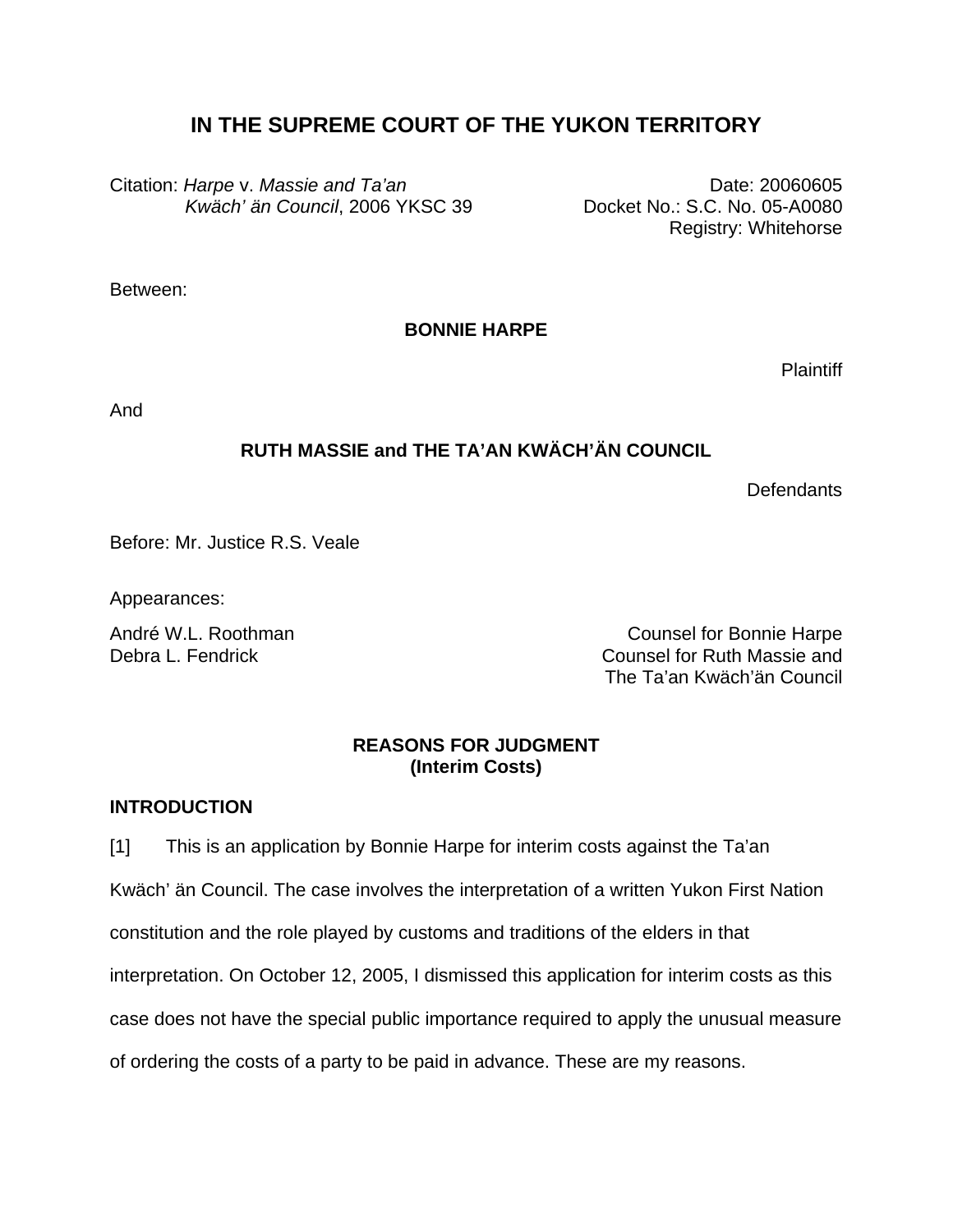# IN THE SUPREME COURT OF THE YUKON TERRITORY

Citation: *Harpe* v. *Massie and Ta'an Kwäch' än Council*, 2006 YKSC 39

Date: 20060605
Docket No.: S.C. No. 05-A0080
Registry: Whitehorse

Between:

**BONNIE HARPE**

Plaintiff

And

**RUTH MASSIE and THE TA'AN KWÄCH'ÄN COUNCIL**

Defendants

Before: Mr. Justice R.S. Veale

Appearances:

| | |
|---|---|
| André W.L. Roothman | Counsel for Bonnie Harpe |
| Debra L. Fendrick | Counsel for Ruth Massie and The Ta'an Kwäch'än Council |

**REASONS FOR JUDGMENT**
**(Interim Costs)**

## INTRODUCTION

[1] This is an application by Bonnie Harpe for interim costs against the Ta'an Kwäch' än Council. The case involves the interpretation of a written Yukon First Nation constitution and the role played by customs and traditions of the elders in that interpretation. On October 12, 2005, I dismissed this application for interim costs as this case does not have the special public importance required to apply the unusual measure of ordering the costs of a party to be paid in advance. These are my reasons.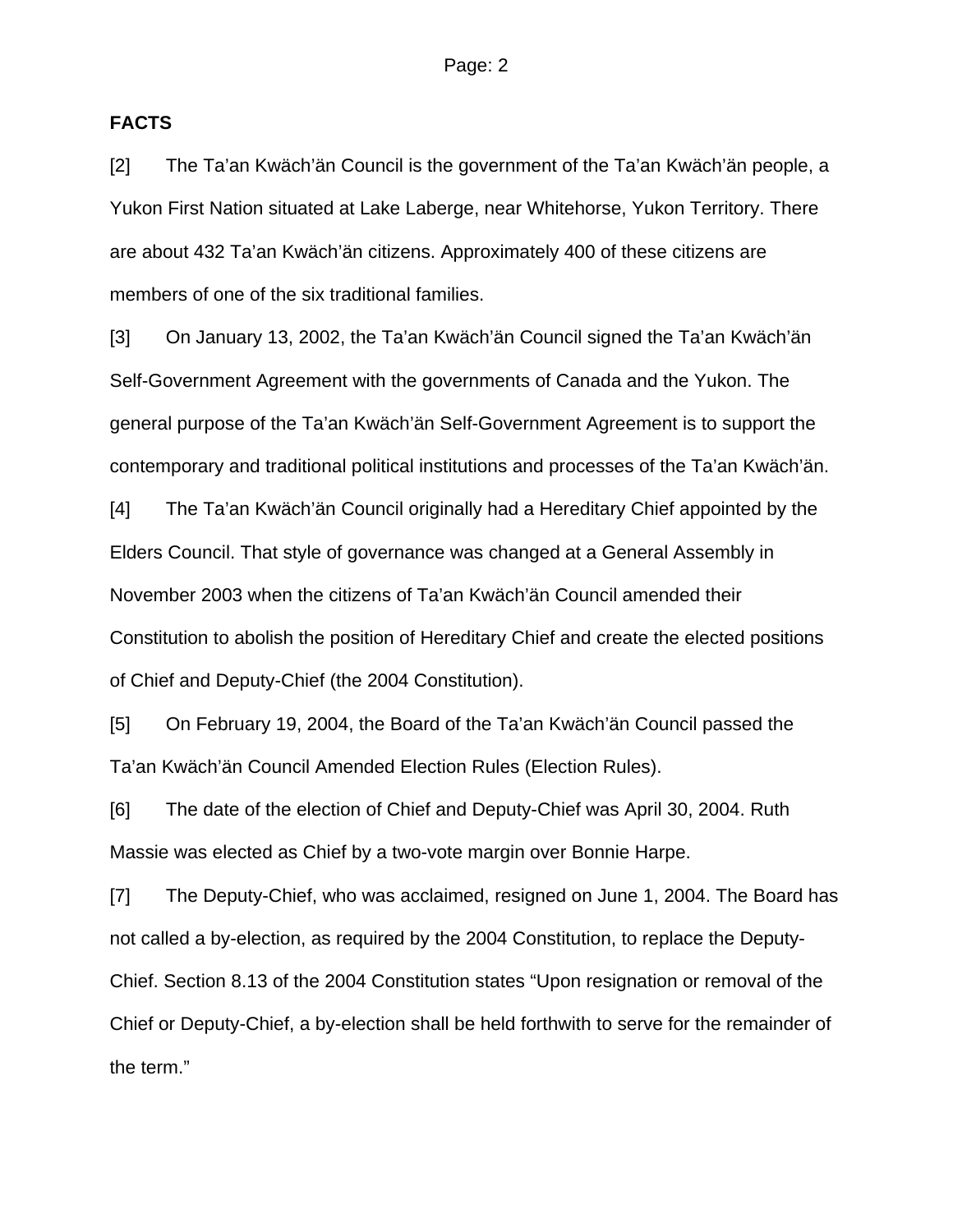**FACTS**

[2] The Ta'an Kwäch'än Council is the government of the Ta'an Kwäch'än people, a Yukon First Nation situated at Lake Laberge, near Whitehorse, Yukon Territory. There are about 432 Ta'an Kwäch'än citizens. Approximately 400 of these citizens are members of one of the six traditional families.

[3] On January 13, 2002, the Ta'an Kwäch'än Council signed the Ta'an Kwäch'än Self-Government Agreement with the governments of Canada and the Yukon. The general purpose of the Ta'an Kwäch'än Self-Government Agreement is to support the contemporary and traditional political institutions and processes of the Ta'an Kwäch'än.

[4] The Ta'an Kwäch'än Council originally had a Hereditary Chief appointed by the Elders Council. That style of governance was changed at a General Assembly in November 2003 when the citizens of Ta'an Kwäch'än Council amended their Constitution to abolish the position of Hereditary Chief and create the elected positions of Chief and Deputy-Chief (the 2004 Constitution).

[5] On February 19, 2004, the Board of the Ta'an Kwäch'än Council passed the Ta'an Kwäch'än Council Amended Election Rules (Election Rules).

[6] The date of the election of Chief and Deputy-Chief was April 30, 2004. Ruth Massie was elected as Chief by a two-vote margin over Bonnie Harpe.

[7] The Deputy-Chief, who was acclaimed, resigned on June 1, 2004. The Board has not called a by-election, as required by the 2004 Constitution, to replace the Deputy-Chief. Section 8.13 of the 2004 Constitution states "Upon resignation or removal of the Chief or Deputy-Chief, a by-election shall be held forthwith to serve for the remainder of the term."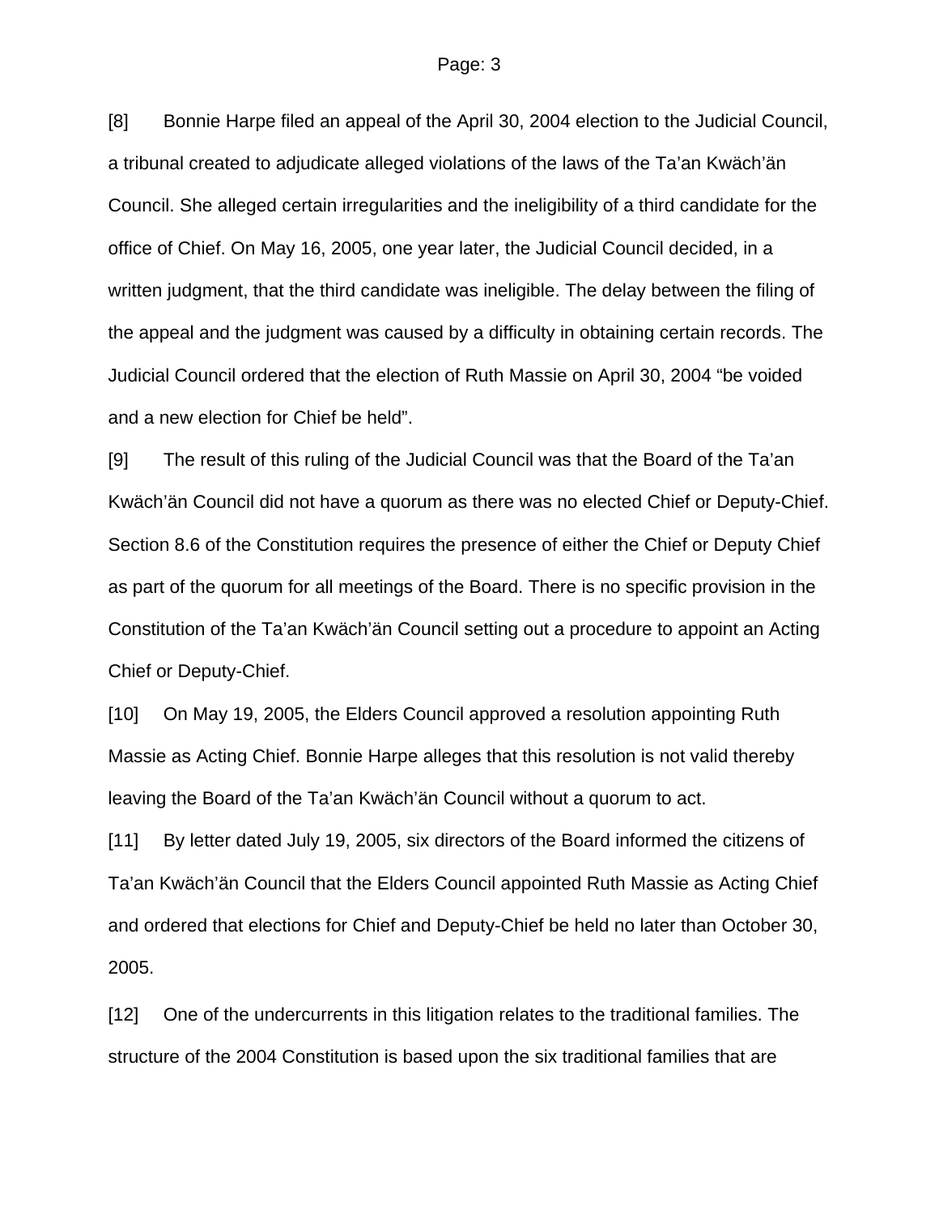[8] Bonnie Harpe filed an appeal of the April 30, 2004 election to the Judicial Council, a tribunal created to adjudicate alleged violations of the laws of the Ta'an Kwäch'än Council. She alleged certain irregularities and the ineligibility of a third candidate for the office of Chief. On May 16, 2005, one year later, the Judicial Council decided, in a written judgment, that the third candidate was ineligible. The delay between the filing of the appeal and the judgment was caused by a difficulty in obtaining certain records. The Judicial Council ordered that the election of Ruth Massie on April 30, 2004 "be voided and a new election for Chief be held".

[9] The result of this ruling of the Judicial Council was that the Board of the Ta'an Kwäch'än Council did not have a quorum as there was no elected Chief or Deputy-Chief. Section 8.6 of the Constitution requires the presence of either the Chief or Deputy Chief as part of the quorum for all meetings of the Board. There is no specific provision in the Constitution of the Ta'an Kwäch'än Council setting out a procedure to appoint an Acting Chief or Deputy-Chief.

[10] On May 19, 2005, the Elders Council approved a resolution appointing Ruth Massie as Acting Chief. Bonnie Harpe alleges that this resolution is not valid thereby leaving the Board of the Ta'an Kwäch'än Council without a quorum to act.

[11] By letter dated July 19, 2005, six directors of the Board informed the citizens of Ta'an Kwäch'än Council that the Elders Council appointed Ruth Massie as Acting Chief and ordered that elections for Chief and Deputy-Chief be held no later than October 30, 2005.

[12] One of the undercurrents in this litigation relates to the traditional families. The structure of the 2004 Constitution is based upon the six traditional families that are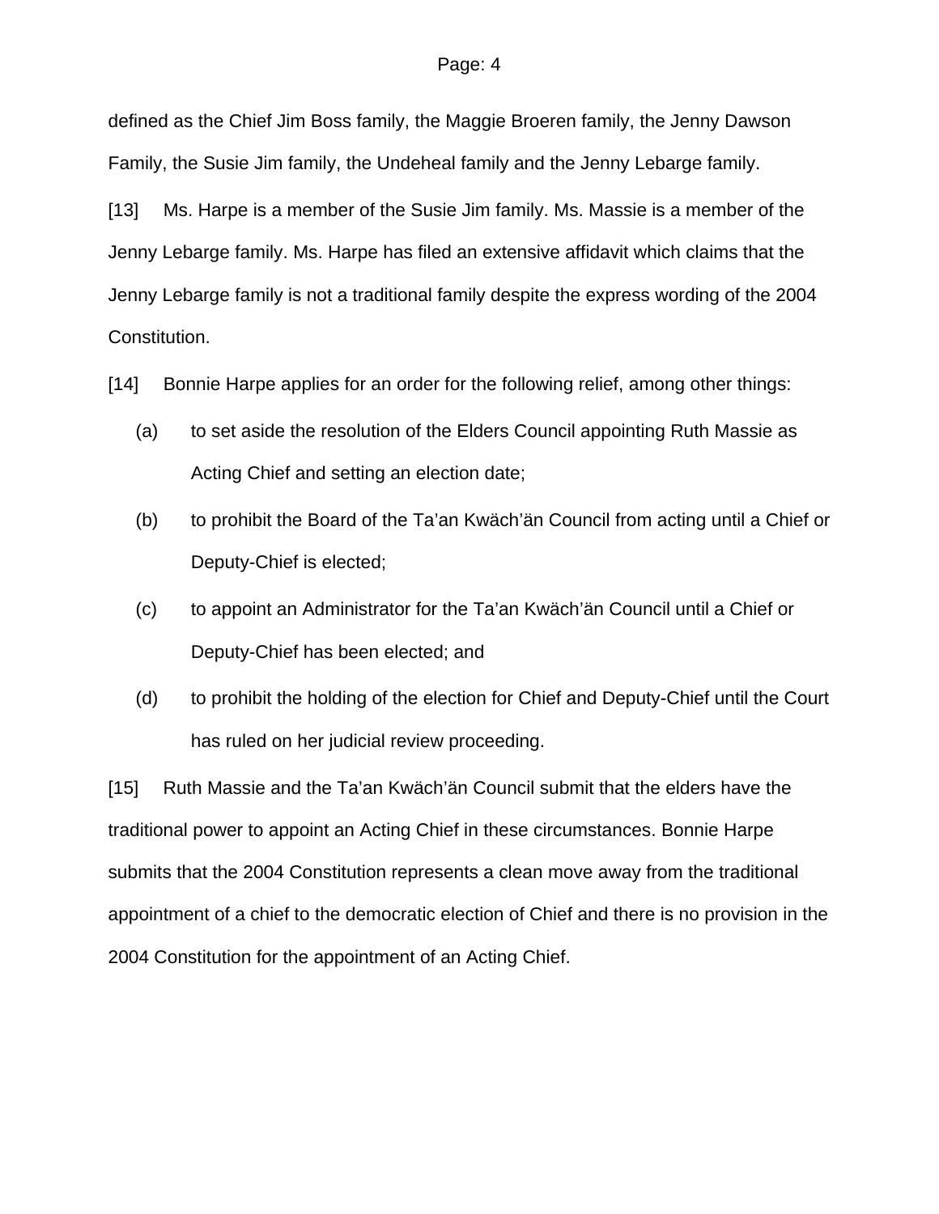defined as the Chief Jim Boss family, the Maggie Broeren family, the Jenny Dawson Family, the Susie Jim family, the Undeheal family and the Jenny Lebarge family.

[13] Ms. Harpe is a member of the Susie Jim family. Ms. Massie is a member of the Jenny Lebarge family. Ms. Harpe has filed an extensive affidavit which claims that the Jenny Lebarge family is not a traditional family despite the express wording of the 2004 Constitution.

[14] Bonnie Harpe applies for an order for the following relief, among other things:

(a) to set aside the resolution of the Elders Council appointing Ruth Massie as Acting Chief and setting an election date;

(b) to prohibit the Board of the Ta'an Kwäch'än Council from acting until a Chief or Deputy-Chief is elected;

(c) to appoint an Administrator for the Ta'an Kwäch'än Council until a Chief or Deputy-Chief has been elected; and

(d) to prohibit the holding of the election for Chief and Deputy-Chief until the Court has ruled on her judicial review proceeding.

[15] Ruth Massie and the Ta'an Kwäch'än Council submit that the elders have the traditional power to appoint an Acting Chief in these circumstances. Bonnie Harpe submits that the 2004 Constitution represents a clean move away from the traditional appointment of a chief to the democratic election of Chief and there is no provision in the 2004 Constitution for the appointment of an Acting Chief.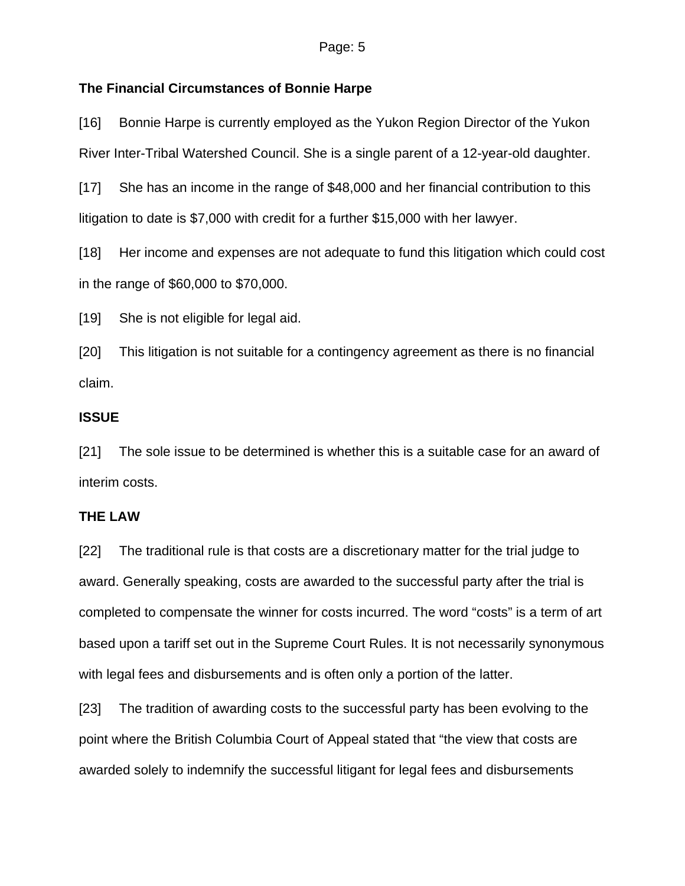**The Financial Circumstances of Bonnie Harpe**

[16] Bonnie Harpe is currently employed as the Yukon Region Director of the Yukon River Inter-Tribal Watershed Council. She is a single parent of a 12-year-old daughter.

[17] She has an income in the range of $48,000 and her financial contribution to this litigation to date is $7,000 with credit for a further $15,000 with her lawyer.

[18] Her income and expenses are not adequate to fund this litigation which could cost in the range of $60,000 to $70,000.

[19] She is not eligible for legal aid.

[20] This litigation is not suitable for a contingency agreement as there is no financial claim.

**ISSUE**

[21] The sole issue to be determined is whether this is a suitable case for an award of interim costs.

**THE LAW**

[22] The traditional rule is that costs are a discretionary matter for the trial judge to award. Generally speaking, costs are awarded to the successful party after the trial is completed to compensate the winner for costs incurred. The word "costs" is a term of art based upon a tariff set out in the Supreme Court Rules. It is not necessarily synonymous with legal fees and disbursements and is often only a portion of the latter.

[23] The tradition of awarding costs to the successful party has been evolving to the point where the British Columbia Court of Appeal stated that "the view that costs are awarded solely to indemnify the successful litigant for legal fees and disbursements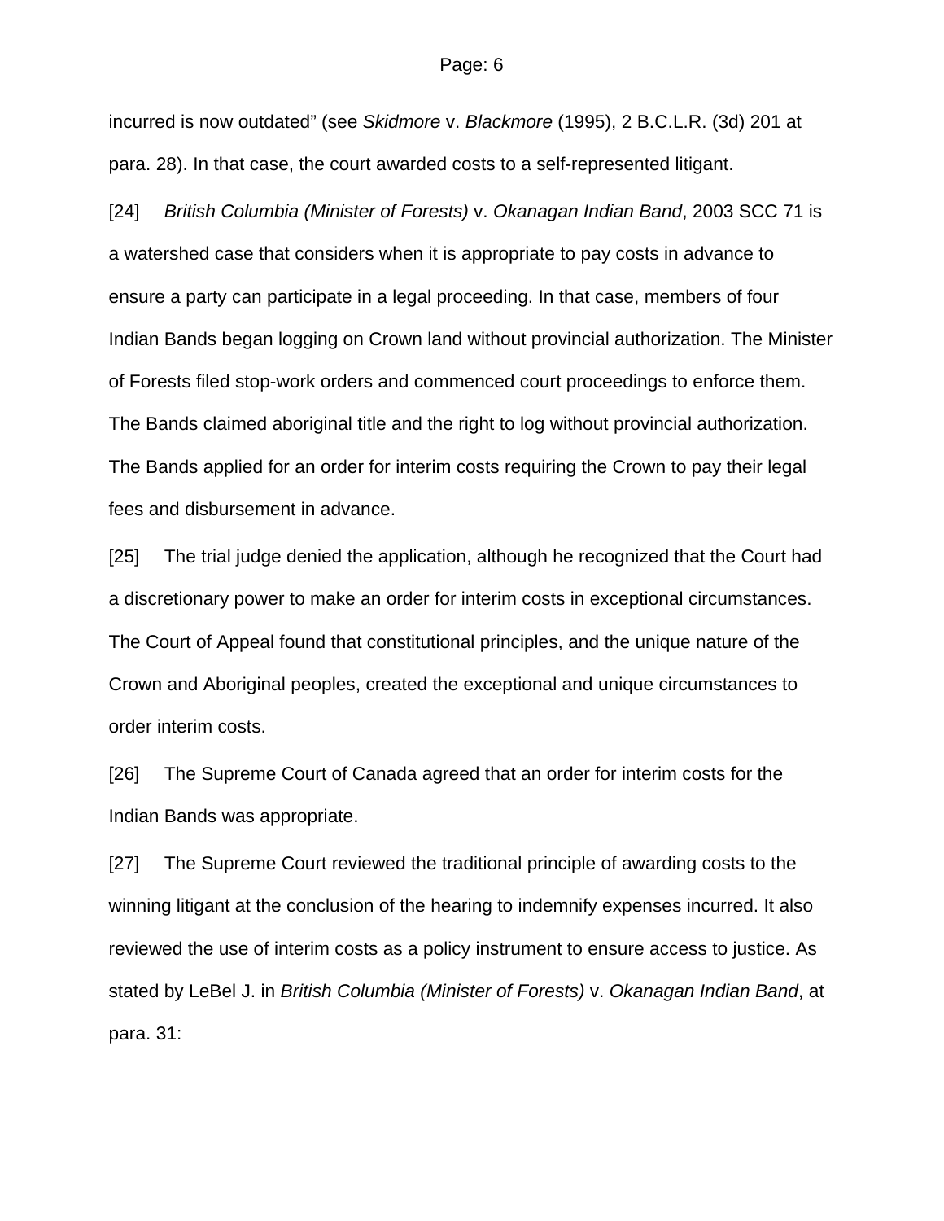incurred is now outdated" (see *Skidmore* v. *Blackmore* (1995), 2 B.C.L.R. (3d) 201 at para. 28). In that case, the court awarded costs to a self-represented litigant.

[24] *British Columbia (Minister of Forests)* v. *Okanagan Indian Band*, 2003 SCC 71 is a watershed case that considers when it is appropriate to pay costs in advance to ensure a party can participate in a legal proceeding. In that case, members of four Indian Bands began logging on Crown land without provincial authorization. The Minister of Forests filed stop-work orders and commenced court proceedings to enforce them. The Bands claimed aboriginal title and the right to log without provincial authorization. The Bands applied for an order for interim costs requiring the Crown to pay their legal fees and disbursement in advance.

[25] The trial judge denied the application, although he recognized that the Court had a discretionary power to make an order for interim costs in exceptional circumstances. The Court of Appeal found that constitutional principles, and the unique nature of the Crown and Aboriginal peoples, created the exceptional and unique circumstances to order interim costs.

[26] The Supreme Court of Canada agreed that an order for interim costs for the Indian Bands was appropriate.

[27] The Supreme Court reviewed the traditional principle of awarding costs to the winning litigant at the conclusion of the hearing to indemnify expenses incurred. It also reviewed the use of interim costs as a policy instrument to ensure access to justice. As stated by LeBel J. in *British Columbia (Minister of Forests)* v. *Okanagan Indian Band*, at para. 31: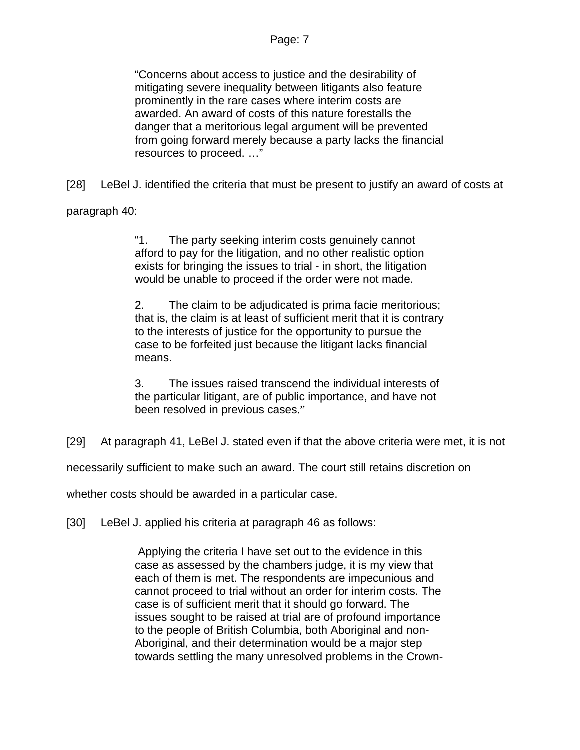> "Concerns about access to justice and the desirability of mitigating severe inequality between litigants also feature prominently in the rare cases where interim costs are awarded. An award of costs of this nature forestalls the danger that a meritorious legal argument will be prevented from going forward merely because a party lacks the financial resources to proceed. …"

[28] LeBel J. identified the criteria that must be present to justify an award of costs at paragraph 40:

> "1. The party seeking interim costs genuinely cannot afford to pay for the litigation, and no other realistic option exists for bringing the issues to trial - in short, the litigation would be unable to proceed if the order were not made.
>
> 2. The claim to be adjudicated is prima facie meritorious; that is, the claim is at least of sufficient merit that it is contrary to the interests of justice for the opportunity to pursue the case to be forfeited just because the litigant lacks financial means.
>
> 3. The issues raised transcend the individual interests of the particular litigant, are of public importance, and have not been resolved in previous cases."

[29] At paragraph 41, LeBel J. stated even if that the above criteria were met, it is not necessarily sufficient to make such an award. The court still retains discretion on whether costs should be awarded in a particular case.

[30] LeBel J. applied his criteria at paragraph 46 as follows:

> Applying the criteria I have set out to the evidence in this case as assessed by the chambers judge, it is my view that each of them is met. The respondents are impecunious and cannot proceed to trial without an order for interim costs. The case is of sufficient merit that it should go forward. The issues sought to be raised at trial are of profound importance to the people of British Columbia, both Aboriginal and non-Aboriginal, and their determination would be a major step towards settling the many unresolved problems in the Crown-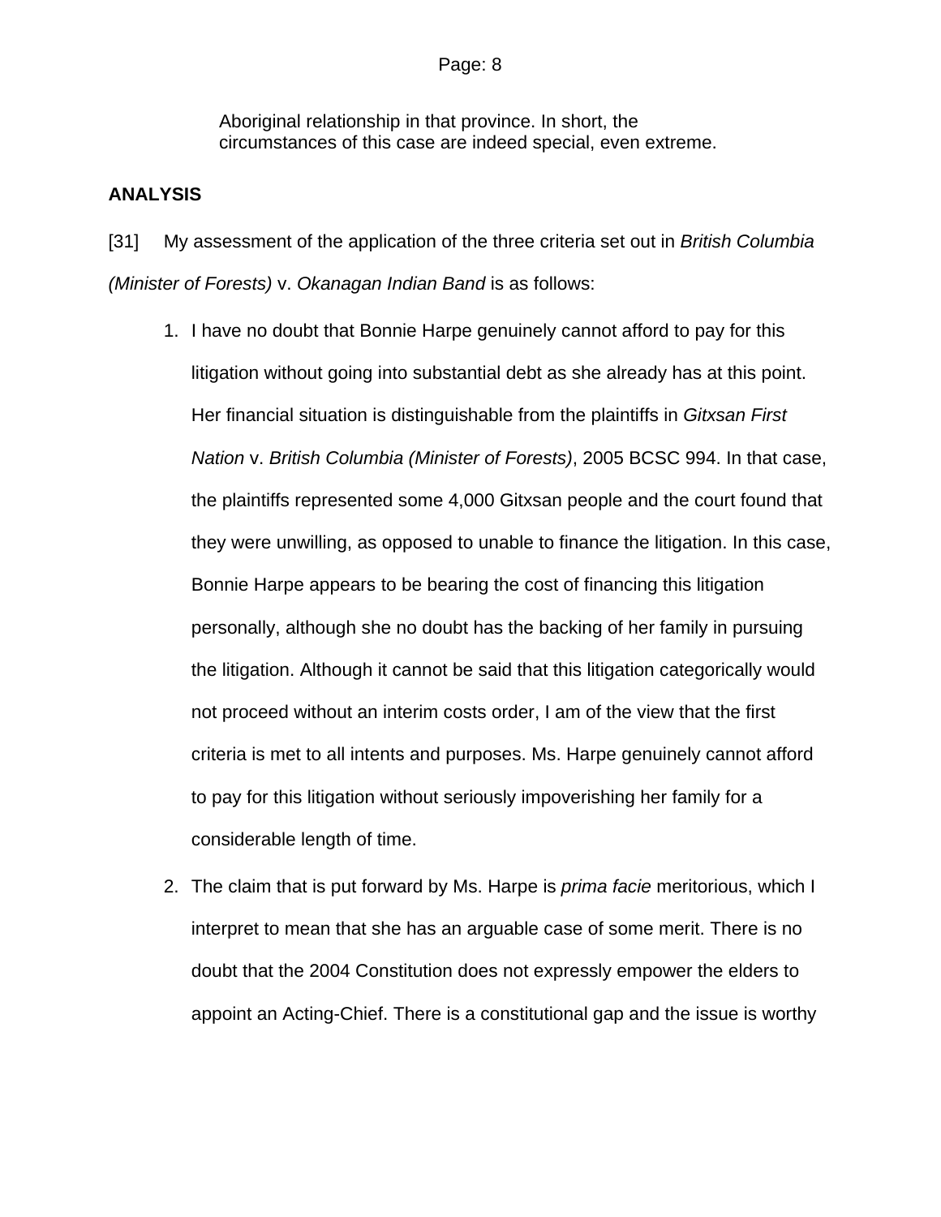> Aboriginal relationship in that province. In short, the circumstances of this case are indeed special, even extreme.

**ANALYSIS**

[31] My assessment of the application of the three criteria set out in *British Columbia (Minister of Forests)* v. *Okanagan Indian Band* is as follows:

1. I have no doubt that Bonnie Harpe genuinely cannot afford to pay for this litigation without going into substantial debt as she already has at this point. Her financial situation is distinguishable from the plaintiffs in *Gitxsan First Nation* v. *British Columbia (Minister of Forests)*, 2005 BCSC 994. In that case, the plaintiffs represented some 4,000 Gitxsan people and the court found that they were unwilling, as opposed to unable to finance the litigation. In this case, Bonnie Harpe appears to be bearing the cost of financing this litigation personally, although she no doubt has the backing of her family in pursuing the litigation. Although it cannot be said that this litigation categorically would not proceed without an interim costs order, I am of the view that the first criteria is met to all intents and purposes. Ms. Harpe genuinely cannot afford to pay for this litigation without seriously impoverishing her family for a considerable length of time.

2. The claim that is put forward by Ms. Harpe is *prima facie* meritorious, which I interpret to mean that she has an arguable case of some merit. There is no doubt that the 2004 Constitution does not expressly empower the elders to appoint an Acting-Chief. There is a constitutional gap and the issue is worthy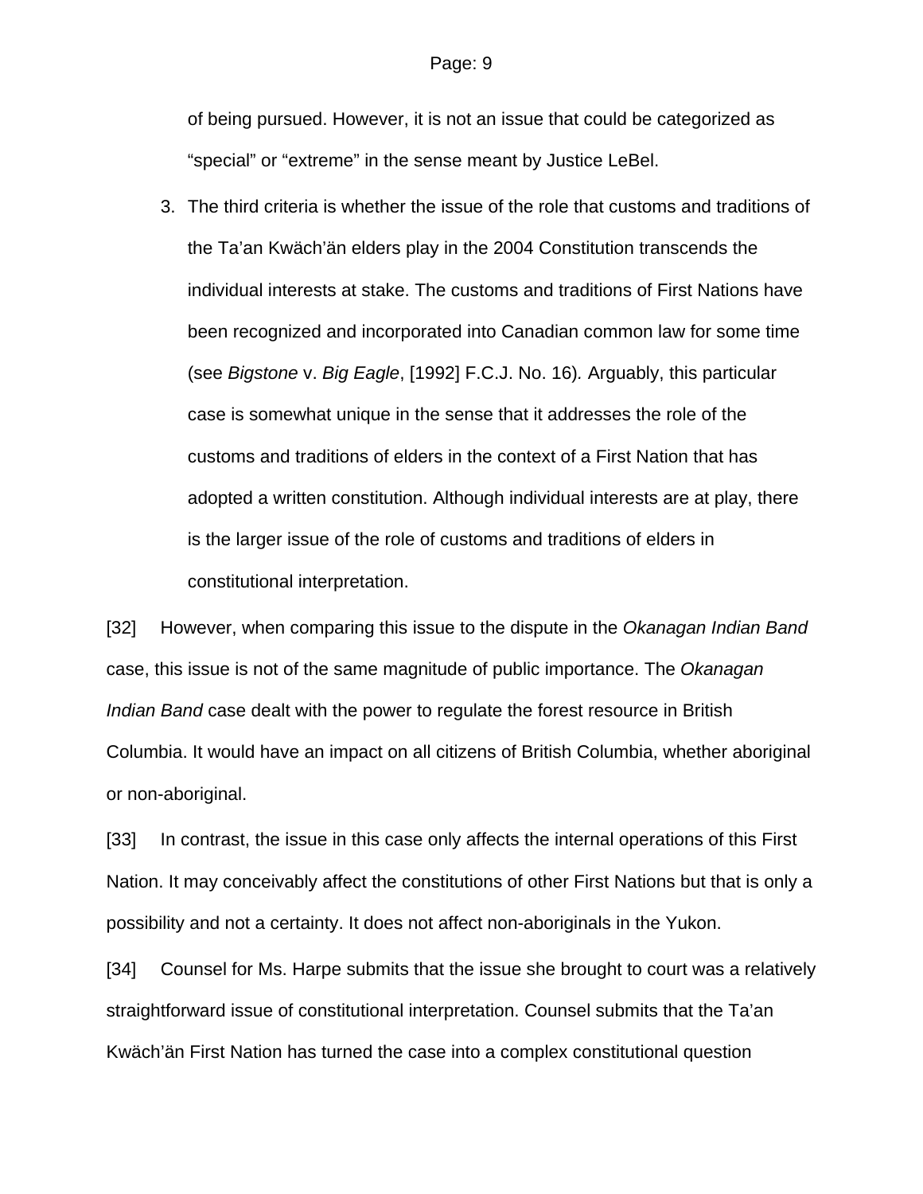of being pursued. However, it is not an issue that could be categorized as "special" or "extreme" in the sense meant by Justice LeBel.

3. The third criteria is whether the issue of the role that customs and traditions of the Ta'an Kwäch'än elders play in the 2004 Constitution transcends the individual interests at stake. The customs and traditions of First Nations have been recognized and incorporated into Canadian common law for some time (see *Bigstone* v. *Big Eagle*, [1992] F.C.J. No. 16). Arguably, this particular case is somewhat unique in the sense that it addresses the role of the customs and traditions of elders in the context of a First Nation that has adopted a written constitution. Although individual interests are at play, there is the larger issue of the role of customs and traditions of elders in constitutional interpretation.

[32] However, when comparing this issue to the dispute in the *Okanagan Indian Band* case, this issue is not of the same magnitude of public importance. The *Okanagan Indian Band* case dealt with the power to regulate the forest resource in British Columbia. It would have an impact on all citizens of British Columbia, whether aboriginal or non-aboriginal.

[33] In contrast, the issue in this case only affects the internal operations of this First Nation. It may conceivably affect the constitutions of other First Nations but that is only a possibility and not a certainty. It does not affect non-aboriginals in the Yukon.

[34] Counsel for Ms. Harpe submits that the issue she brought to court was a relatively straightforward issue of constitutional interpretation. Counsel submits that the Ta'an Kwäch'än First Nation has turned the case into a complex constitutional question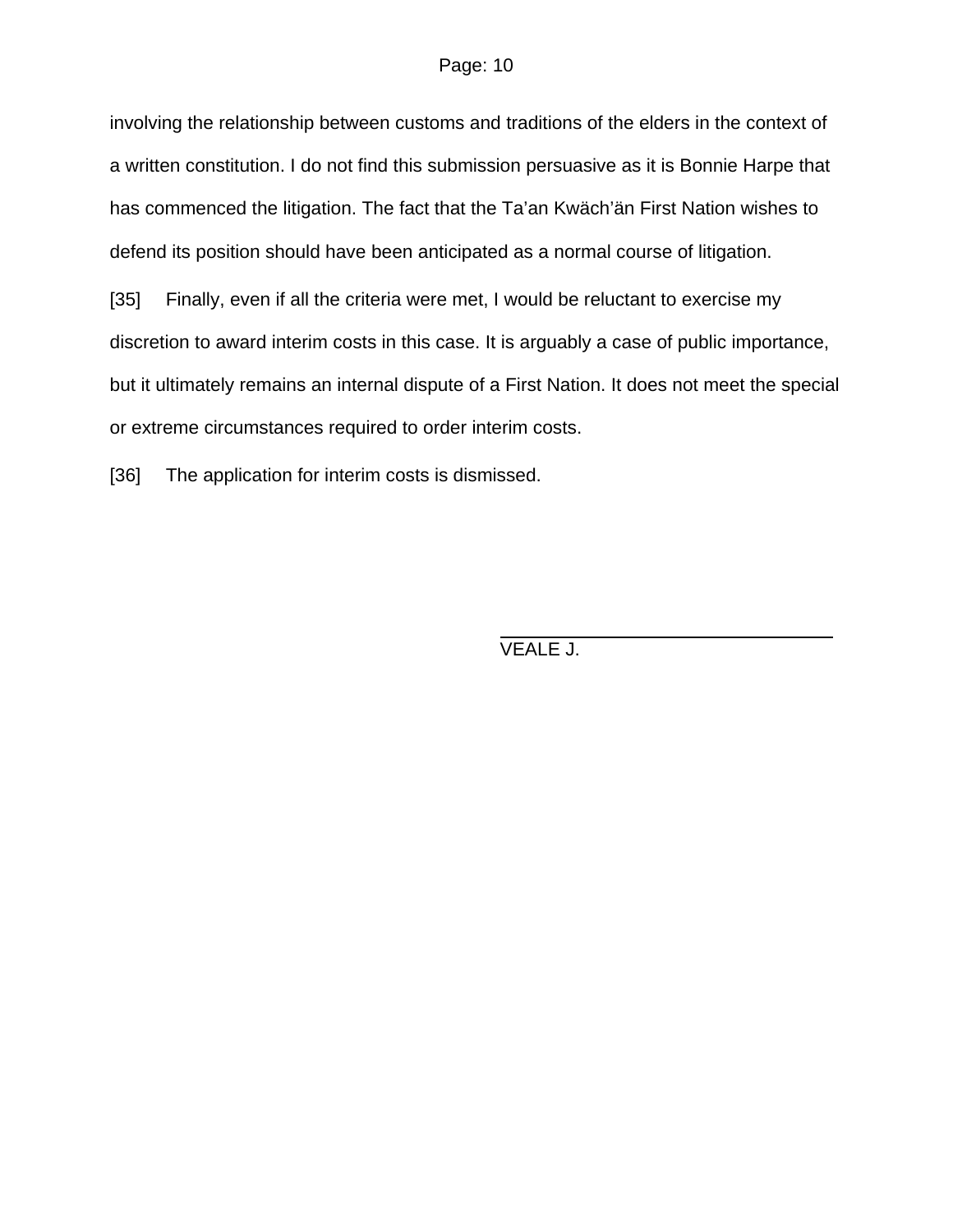involving the relationship between customs and traditions of the elders in the context of a written constitution. I do not find this submission persuasive as it is Bonnie Harpe that has commenced the litigation. The fact that the Ta'an Kwäch'än First Nation wishes to defend its position should have been anticipated as a normal course of litigation.

[35] Finally, even if all the criteria were met, I would be reluctant to exercise my discretion to award interim costs in this case. It is arguably a case of public importance, but it ultimately remains an internal dispute of a First Nation. It does not meet the special or extreme circumstances required to order interim costs.

[36] The application for interim costs is dismissed.

VEALE J.